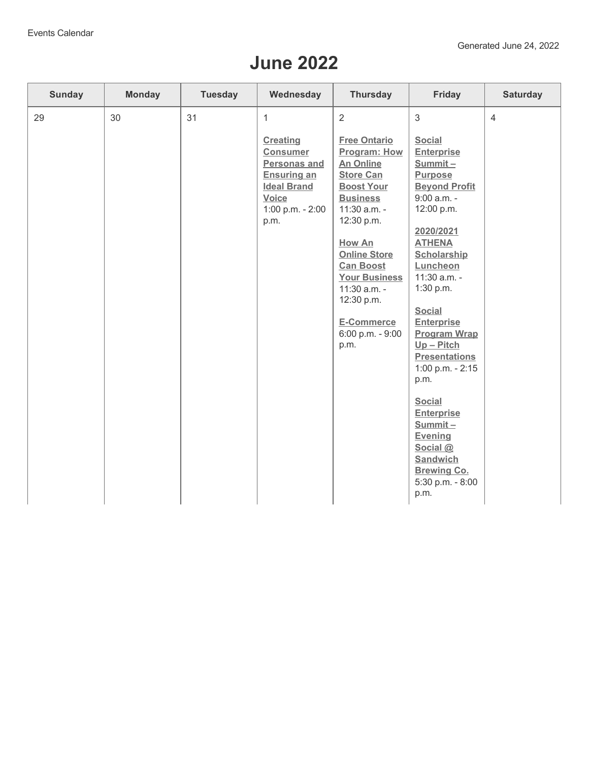Events Calendar

Generated June 24, 2022

# June 2022

| Sunday | Monday | Tuesday | Wednesday | Thursday | Friday | Saturday |
|---|---|---|---|---|---|---|
| 29 | 30 | 31 | 1<br><br>**Creating Consumer Personas and Ensuring an Ideal Brand Voice**<br>1:00 p.m. - 2:00 p.m. | 2<br><br>**Free Ontario Program: How An Online Store Can Boost Your Business**<br>11:30 a.m. - 12:30 p.m.<br><br>**How An Online Store Can Boost Your Business**<br>11:30 a.m. - 12:30 p.m.<br><br>**E-Commerce**<br>6:00 p.m. - 9:00 p.m. | 3<br><br>**Social Enterprise Summit – Purpose Beyond Profit**<br>9:00 a.m. - 12:00 p.m.<br><br>**2020/2021 ATHENA Scholarship Luncheon**<br>11:30 a.m. - 1:30 p.m.<br><br>**Social Enterprise Program Wrap Up – Pitch Presentations**<br>1:00 p.m. - 2:15 p.m.<br><br>**Social Enterprise Summit – Evening Social @ Sandwich Brewing Co.**<br>5:30 p.m. - 8:00 p.m. | 4 |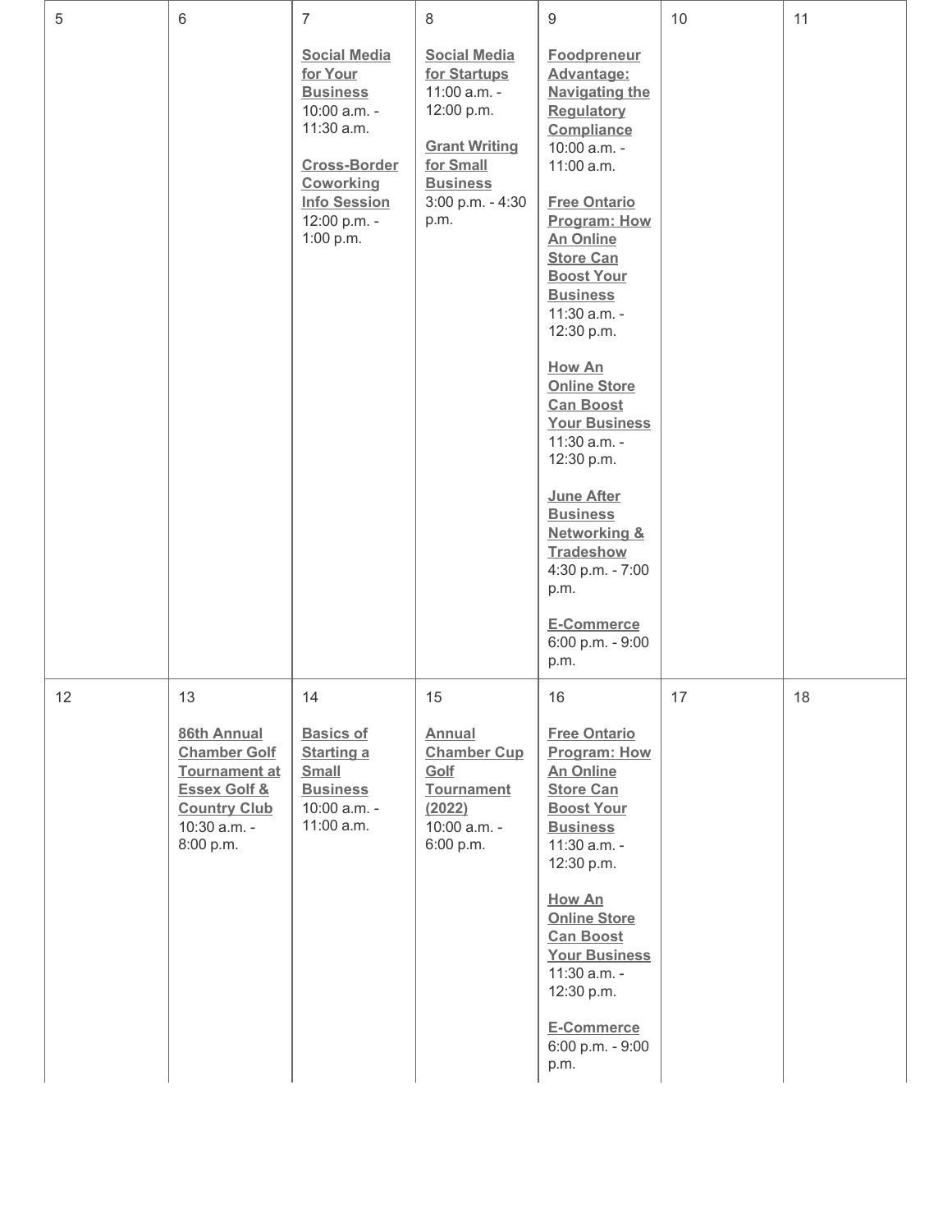| 5 | 6 | 7 | 8 | 9 | 10 | 11 |
|---|---|---|---|---|---|---|
| | | **Social Media for Your Business** 10:00 a.m. - 11:30 a.m.<br><br>**Cross-Border Coworking Info Session** 12:00 p.m. - 1:00 p.m. | **Social Media for Startups** 11:00 a.m. - 12:00 p.m.<br><br>**Grant Writing for Small Business** 3:00 p.m. - 4:30 p.m. | **Foodpreneur Advantage: Navigating the Regulatory Compliance** 10:00 a.m. - 11:00 a.m.<br><br>**Free Ontario Program: How An Online Store Can Boost Your Business** 11:30 a.m. - 12:30 p.m.<br><br>**How An Online Store Can Boost Your Business** 11:30 a.m. - 12:30 p.m.<br><br>**June After Business Networking & Tradeshow** 4:30 p.m. - 7:00 p.m.<br><br>**E-Commerce** 6:00 p.m. - 9:00 p.m. | | |
| **12** | **13** | **14** | **15** | **16** | **17** | **18** |
| | **86th Annual Chamber Golf Tournament at Essex Golf & Country Club** 10:30 a.m. - 8:00 p.m. | **Basics of Starting a Small Business** 10:00 a.m. - 11:00 a.m. | **Annual Chamber Cup Golf Tournament (2022)** 10:00 a.m. - 6:00 p.m. | **Free Ontario Program: How An Online Store Can Boost Your Business** 11:30 a.m. - 12:30 p.m.<br><br>**How An Online Store Can Boost Your Business** 11:30 a.m. - 12:30 p.m.<br><br>**E-Commerce** 6:00 p.m. - 9:00 p.m. | | |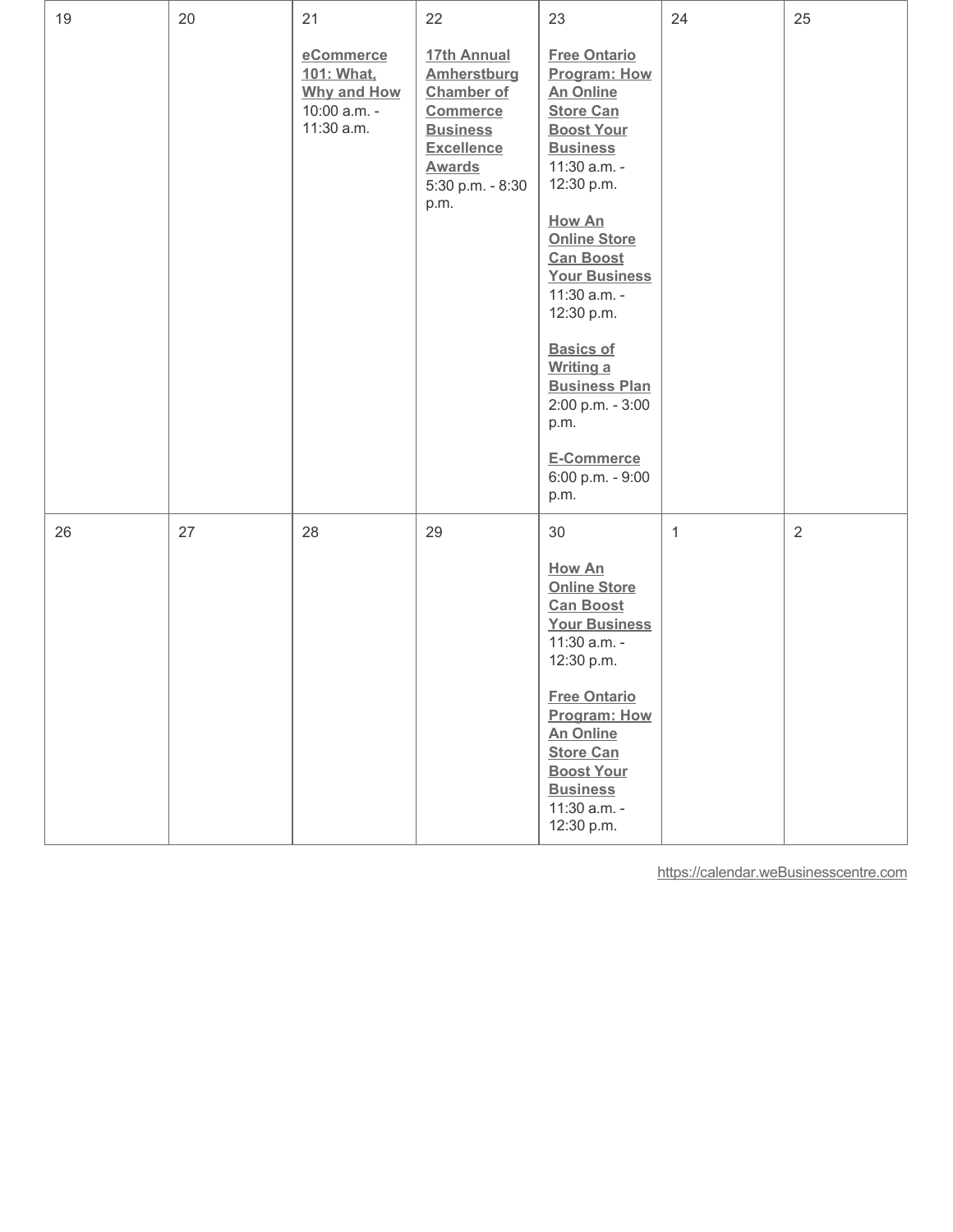| | | | | | | |
|---|---|---|---|---|---|---|
| 19 | 20 | 21<br><br>**eCommerce 101: What, Why and How**<br>10:00 a.m. - 11:30 a.m. | 22<br><br>**17th Annual Amherstburg Chamber of Commerce Business Excellence Awards**<br>5:30 p.m. - 8:30 p.m. | 23<br><br>**Free Ontario Program: How An Online Store Can Boost Your Business**<br>11:30 a.m. - 12:30 p.m.<br><br>**How An Online Store Can Boost Your Business**<br>11:30 a.m. - 12:30 p.m.<br><br>**Basics of Writing a Business Plan**<br>2:00 p.m. - 3:00 p.m.<br><br>**E-Commerce**<br>6:00 p.m. - 9:00 p.m. | 24 | 25 |
| 26 | 27 | 28 | 29 | 30<br><br>**How An Online Store Can Boost Your Business**<br>11:30 a.m. - 12:30 p.m.<br><br>**Free Ontario Program: How An Online Store Can Boost Your Business**<br>11:30 a.m. - 12:30 p.m. | 1 | 2 |

https://calendar.weBusinesscentre.com